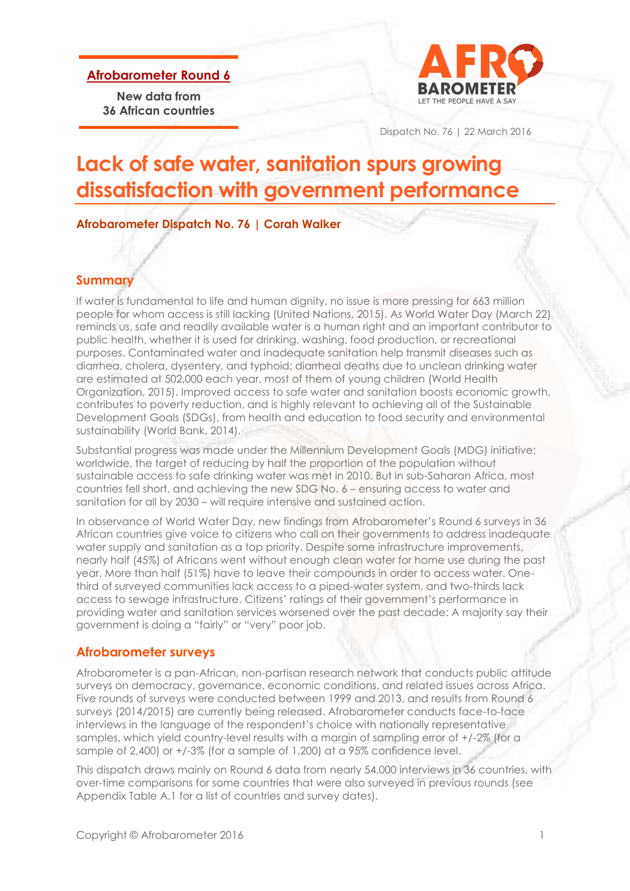**Afrobarometer Round 6**

**New data from 36 African countries**

Dispatch No. 76 | 22 March 2016

# Lack of safe water, sanitation spurs growing dissatisfaction with government performance

**Afrobarometer Dispatch No. 76 | Corah Walker**

## Summary

If water is fundamental to life and human dignity, no issue is more pressing for 663 million people for whom access is still lacking (United Nations, 2015). As World Water Day (March 22) reminds us, safe and readily available water is a human right and an important contributor to public health, whether it is used for drinking, washing, food production, or recreational purposes. Contaminated water and inadequate sanitation help transmit diseases such as diarrhea, cholera, dysentery, and typhoid; diarrheal deaths due to unclean drinking water are estimated at 502,000 each year, most of them of young children (World Health Organization, 2015). Improved access to safe water and sanitation boosts economic growth, contributes to poverty reduction, and is highly relevant to achieving all of the Sustainable Development Goals (SDGs), from health and education to food security and environmental sustainability (World Bank, 2014).

Substantial progress was made under the Millennium Development Goals (MDG) initiative; worldwide, the target of reducing by half the proportion of the population without sustainable access to safe drinking water was met in 2010. But in sub-Saharan Africa, most countries fell short, and achieving the new SDG No. 6 – ensuring access to water and sanitation for all by 2030 – will require intensive and sustained action.

In observance of World Water Day, new findings from Afrobarometer's Round 6 surveys in 36 African countries give voice to citizens who call on their governments to address inadequate water supply and sanitation as a top priority. Despite some infrastructure improvements, nearly half (45%) of Africans went without enough clean water for home use during the past year. More than half (51%) have to leave their compounds in order to access water. One-third of surveyed communities lack access to a piped-water system, and two-thirds lack access to sewage infrastructure. Citizens' ratings of their government's performance in providing water and sanitation services worsened over the past decade: A majority say their government is doing a "fairly" or "very" poor job.

## Afrobarometer surveys

Afrobarometer is a pan-African, non-partisan research network that conducts public attitude surveys on democracy, governance, economic conditions, and related issues across Africa. Five rounds of surveys were conducted between 1999 and 2013, and results from Round 6 surveys (2014/2015) are currently being released. Afrobarometer conducts face-to-face interviews in the language of the respondent's choice with nationally representative samples, which yield country-level results with a margin of sampling error of +/-2% (for a sample of 2,400) or +/-3% (for a sample of 1,200) at a 95% confidence level.

This dispatch draws mainly on Round 6 data from nearly 54,000 interviews in 36 countries, with over-time comparisons for some countries that were also surveyed in previous rounds (see Appendix Table A.1 for a list of countries and survey dates).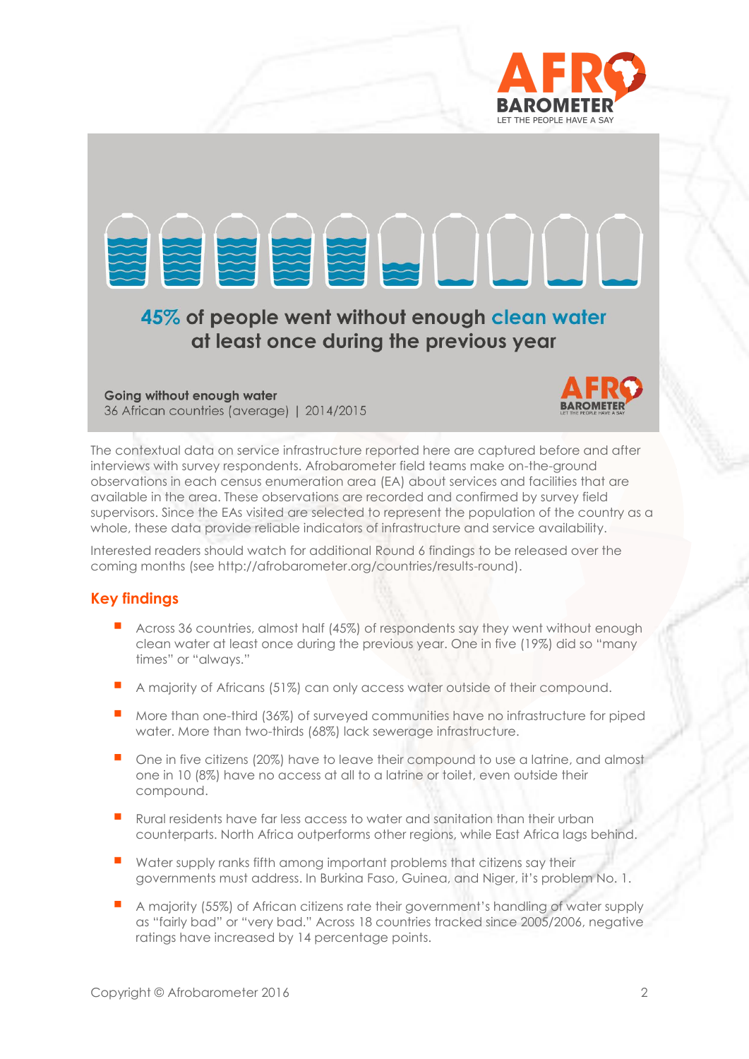**45% of people went without enough clean water at least once during the previous year**

**Going without enough water**
36 African countries (average) | 2014/2015

The contextual data on service infrastructure reported here are captured before and after interviews with survey respondents. Afrobarometer field teams make on-the-ground observations in each census enumeration area (EA) about services and facilities that are available in the area. These observations are recorded and confirmed by survey field supervisors. Since the EAs visited are selected to represent the population of the country as a whole, these data provide reliable indicators of infrastructure and service availability.

Interested readers should watch for additional Round 6 findings to be released over the coming months (see http://afrobarometer.org/countries/results-round).

## Key findings

- Across 36 countries, almost half (45%) of respondents say they went without enough clean water at least once during the previous year. One in five (19%) did so "many times" or "always."
- A majority of Africans (51%) can only access water outside of their compound.
- More than one-third (36%) of surveyed communities have no infrastructure for piped water. More than two-thirds (68%) lack sewerage infrastructure.
- One in five citizens (20%) have to leave their compound to use a latrine, and almost one in 10 (8%) have no access at all to a latrine or toilet, even outside their compound.
- Rural residents have far less access to water and sanitation than their urban counterparts. North Africa outperforms other regions, while East Africa lags behind.
- Water supply ranks fifth among important problems that citizens say their governments must address. In Burkina Faso, Guinea, and Niger, it's problem No. 1.
- A majority (55%) of African citizens rate their government's handling of water supply as "fairly bad" or "very bad." Across 18 countries tracked since 2005/2006, negative ratings have increased by 14 percentage points.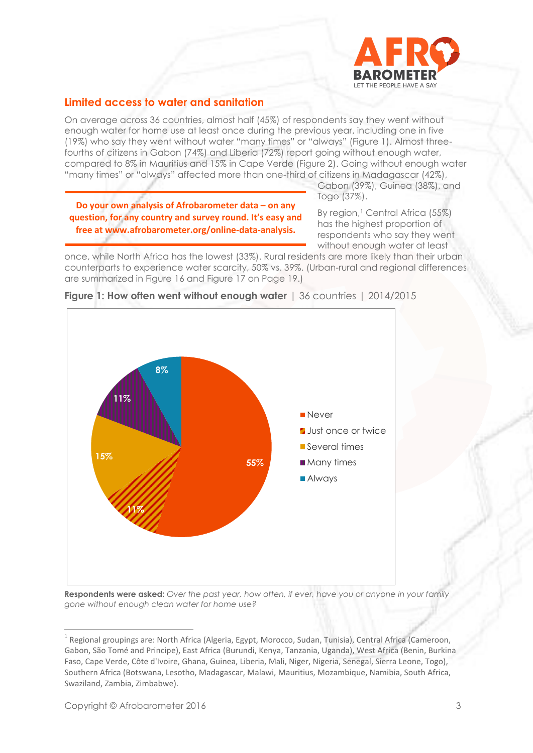## Limited access to water and sanitation

On average across 36 countries, almost half (45%) of respondents say they went without enough water for home use at least once during the previous year, including one in five (19%) who say they went without water "many times" or "always" (Figure 1). Almost three-fourths of citizens in Gabon (74%) and Liberia (72%) report going without enough water, compared to 8% in Mauritius and 15% in Cape Verde (Figure 2). Going without enough water "many times" or "always" affected more than one-third of citizens in Madagascar (42%), Gabon (39%), Guinea (38%), and Togo (37%).

**Do your own analysis of Afrobarometer data – on any question, for any country and survey round. It's easy and free at www.afrobarometer.org/online-data-analysis.**

By region,[1] Central Africa (55%) has the highest proportion of respondents who say they went without enough water at least once, while North Africa has the lowest (33%). Rural residents are more likely than their urban counterparts to experience water scarcity, 50% vs. 39%. (Urban-rural and regional differences are summarized in Figure 16 and Figure 17 on Page 19.)

**Figure 1: How often went without enough water** | 36 countries | 2014/2015

| Response | % |
|---|---|
| Never | 55% |
| Just once or twice | 11% |
| Several times | 15% |
| Many times | 11% |
| Always | 8% |

**Respondents were asked:** *Over the past year, how often, if ever, have you or anyone in your family gone without enough clean water for home use?*

[1] Regional groupings are: North Africa (Algeria, Egypt, Morocco, Sudan, Tunisia), Central Africa (Cameroon, Gabon, São Tomé and Principe), East Africa (Burundi, Kenya, Tanzania, Uganda), West Africa (Benin, Burkina Faso, Cape Verde, Côte d'Ivoire, Ghana, Guinea, Liberia, Mali, Niger, Nigeria, Senegal, Sierra Leone, Togo), Southern Africa (Botswana, Lesotho, Madagascar, Malawi, Mauritius, Mozambique, Namibia, South Africa, Swaziland, Zambia, Zimbabwe).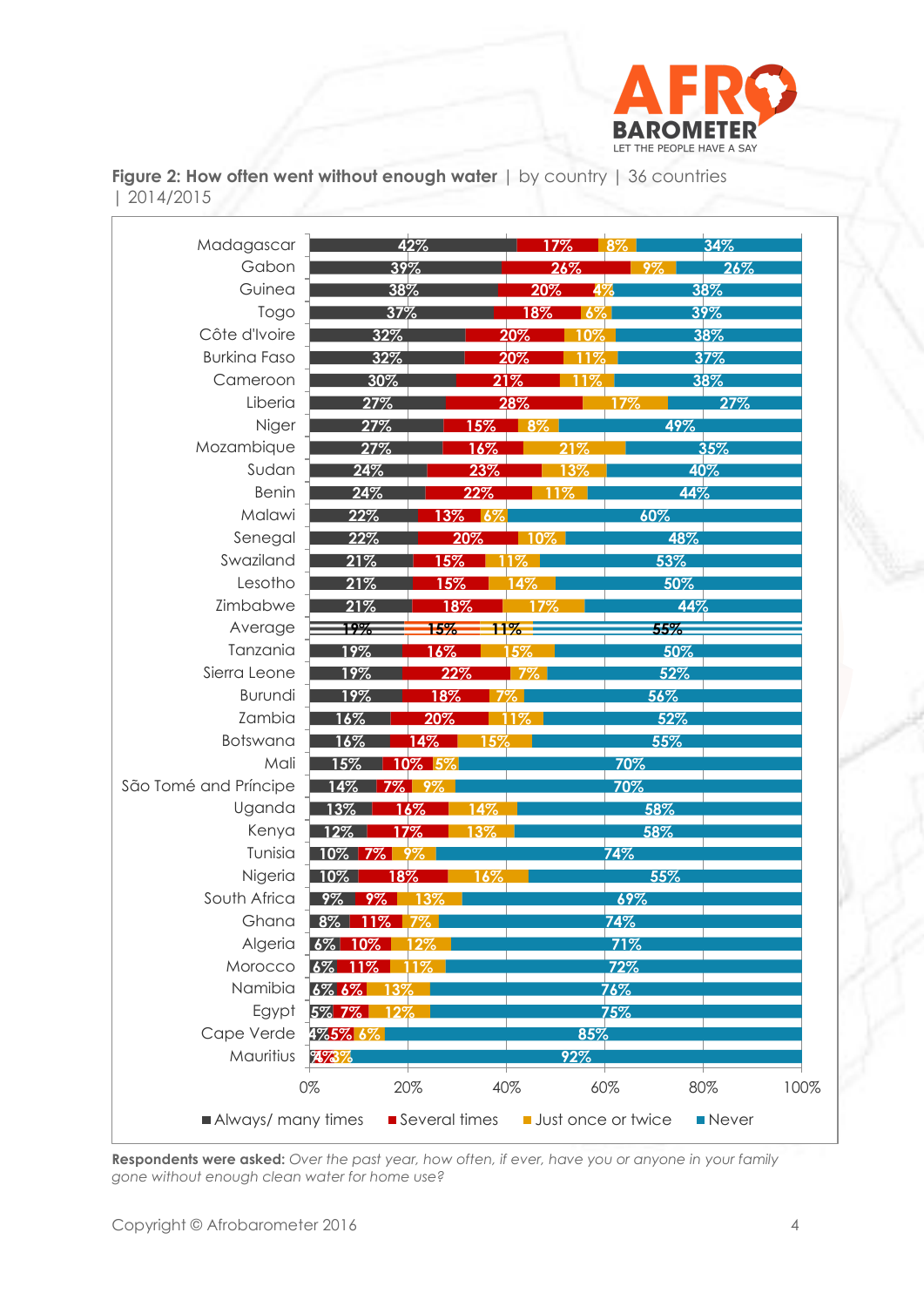**Figure 2: How often went without enough water** | by country | 36 countries | 2014/2015

| Country | Always/ many times | Several times | Just once or twice | Never |
|---|---|---|---|---|
| Madagascar | 42% | 17% | 8% | 34% |
| Gabon | 39% | 26% | 9% | 26% |
| Guinea | 38% | 20% | 4% | 38% |
| Togo | 37% | 18% | 6% | 39% |
| Côte d'Ivoire | 32% | 20% | 10% | 38% |
| Burkina Faso | 32% | 20% | 11% | 37% |
| Cameroon | 30% | 21% | 11% | 38% |
| Liberia | 27% | 28% | 17% | 27% |
| Niger | 27% | 15% | 8% | 49% |
| Mozambique | 27% | 16% | 21% | 35% |
| Sudan | 24% | 23% | 13% | 40% |
| Benin | 24% | 22% | 11% | 44% |
| Malawi | 22% | 13% | 6% | 60% |
| Senegal | 22% | 20% | 10% | 48% |
| Swaziland | 21% | 15% | 11% | 53% |
| Lesotho | 21% | 15% | 14% | 50% |
| Zimbabwe | 21% | 18% | 17% | 44% |
| Average | 19% | 15% | 11% | 55% |
| Tanzania | 19% | 16% | 15% | 50% |
| Sierra Leone | 19% | 22% | 7% | 52% |
| Burundi | 19% | 18% | 7% | 56% |
| Zambia | 16% | 20% | 11% | 52% |
| Botswana | 16% | 14% | 15% | 55% |
| Mali | 15% | 10% | 5% | 70% |
| São Tomé and Príncipe | 14% | 7% | 9% | 70% |
| Uganda | 13% | 16% | 14% | 58% |
| Kenya | 12% | 17% | 13% | 58% |
| Tunisia | 10% | 7% | 9% | 74% |
| Nigeria | 10% | 18% | 16% | 55% |
| South Africa | 9% | 9% | 13% | 69% |
| Ghana | 8% | 11% | 7% | 74% |
| Algeria | 6% | 10% | 12% | 71% |
| Morocco | 6% | 11% | 11% | 72% |
| Namibia | 6% | 6% | 13% | 76% |
| Egypt | 5% | 7% | 12% | 75% |
| Cape Verde | 4% | 5% | 6% | 85% |
| Mauritius | 1% | 4% | 3% | 92% |

**Respondents were asked:** *Over the past year, how often, if ever, have you or anyone in your family gone without enough clean water for home use?*

Copyright © Afrobarometer 2016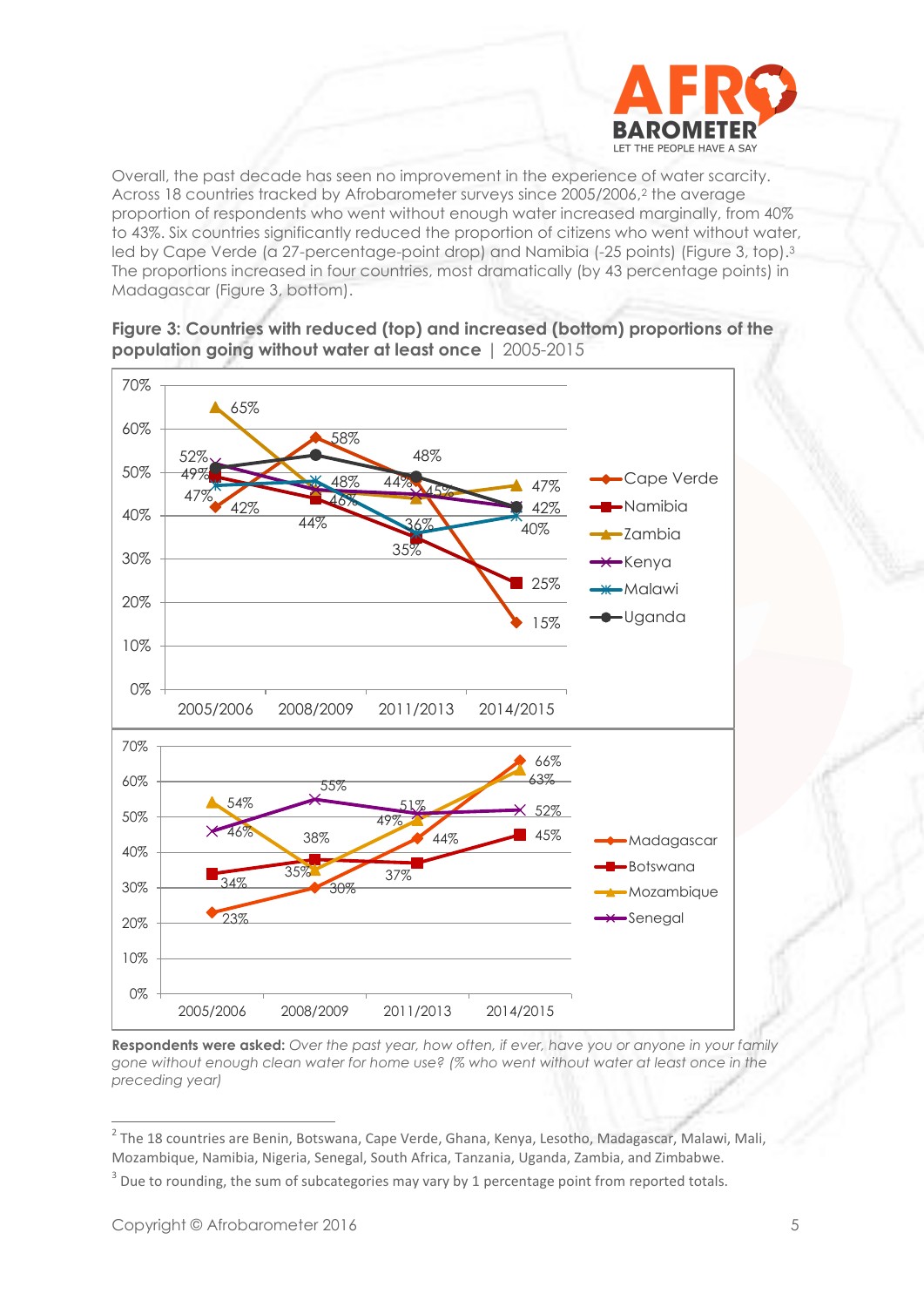Overall, the past decade has seen no improvement in the experience of water scarcity. Across 18 countries tracked by Afrobarometer surveys since 2005/2006,[2] the average proportion of respondents who went without enough water increased marginally, from 40% to 43%. Six countries significantly reduced the proportion of citizens who went without water, led by Cape Verde (a 27-percentage-point drop) and Namibia (-25 points) (Figure 3, top).[3] The proportions increased in four countries, most dramatically (by 43 percentage points) in Madagascar (Figure 3, bottom).

**Figure 3: Countries with reduced (top) and increased (bottom) proportions of the population going without water at least once** | 2005-2015

| Country | 2005/2006 | 2008/2009 | 2011/2013 | 2014/2015 |
|---|---|---|---|---|
| Cape Verde | 42% | 58% | 48% | 15% |
| Namibia | 49% | 44% | 35% | 25% |
| Zambia | 65% | 46% | 44% | 47% |
| Kenya | 52% | 46% | 45% | 42% |
| Malawi | 47% | 48% | 36% | 40% |
| Uganda | 51% | 54% | 49% | 42% |

| Country | 2005/2006 | 2008/2009 | 2011/2013 | 2014/2015 |
|---|---|---|---|---|
| Madagascar | 23% | 30% | 44% | 66% |
| Botswana | 34% | 38% | 37% | 45% |
| Mozambique | 54% | 35% | 49% | 63% |
| Senegal | 46% | 55% | 51% | 52% |

**Respondents were asked:** *Over the past year, how often, if ever, have you or anyone in your family gone without enough clean water for home use? (% who went without water at least once in the preceding year)*

---

[2] The 18 countries are Benin, Botswana, Cape Verde, Ghana, Kenya, Lesotho, Madagascar, Malawi, Mali, Mozambique, Namibia, Nigeria, Senegal, South Africa, Tanzania, Uganda, Zambia, and Zimbabwe.

[3] Due to rounding, the sum of subcategories may vary by 1 percentage point from reported totals.

Copyright © Afrobarometer 2016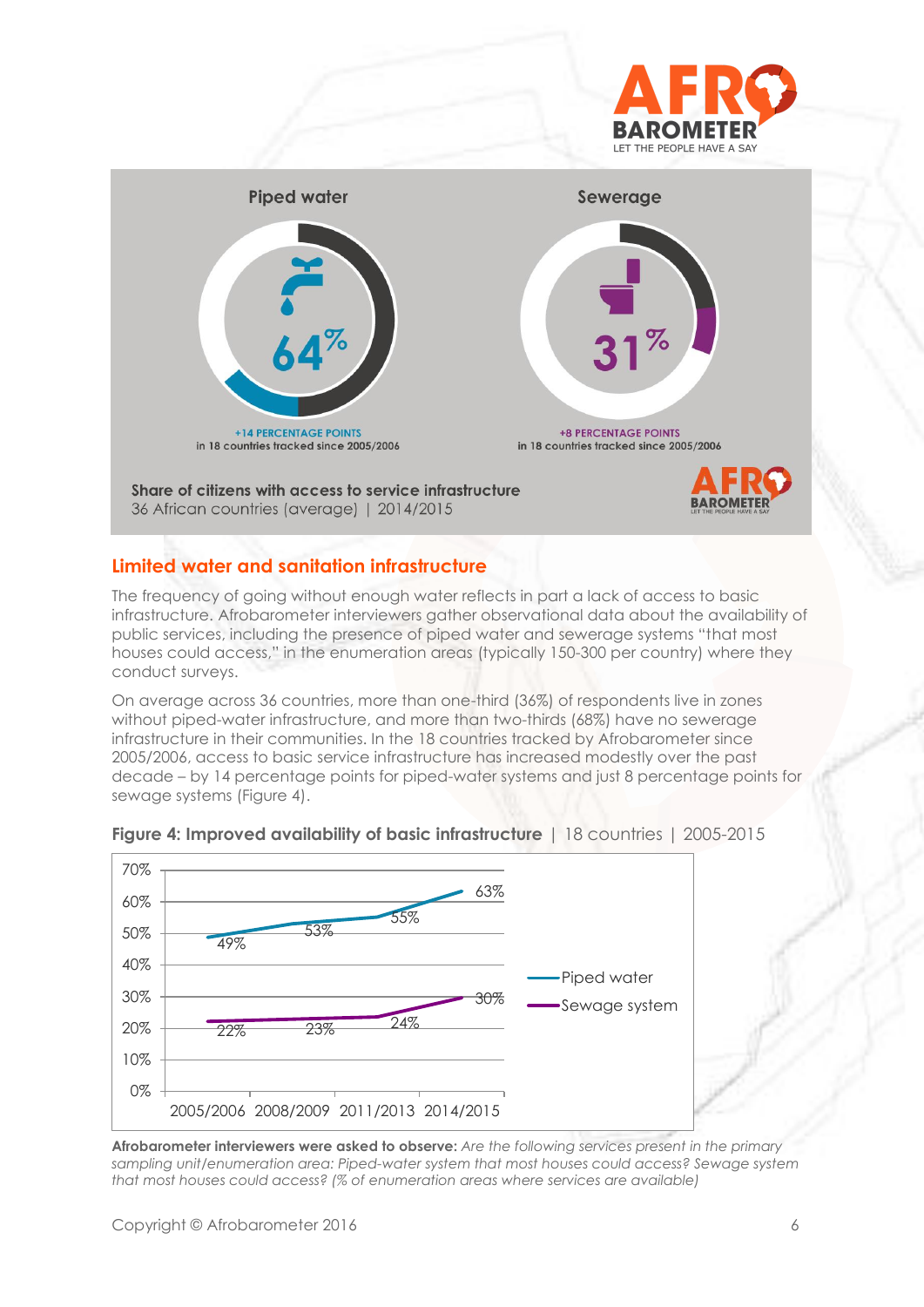Piped water

64%

+14 PERCENTAGE POINTS
in 18 countries tracked since 2005/2006

Sewerage

31%

+8 PERCENTAGE POINTS
in 18 countries tracked since 2005/2006

**Share of citizens with access to service infrastructure**
36 African countries (average) | 2014/2015

## Limited water and sanitation infrastructure

The frequency of going without enough water reflects in part a lack of access to basic infrastructure. Afrobarometer interviewers gather observational data about the availability of public services, including the presence of piped water and sewerage systems "that most houses could access," in the enumeration areas (typically 150-300 per country) where they conduct surveys.

On average across 36 countries, more than one-third (36%) of respondents live in zones without piped-water infrastructure, and more than two-thirds (68%) have no sewerage infrastructure in their communities. In the 18 countries tracked by Afrobarometer since 2005/2006, access to basic service infrastructure has increased modestly over the past decade – by 14 percentage points for piped-water systems and just 8 percentage points for sewage systems (Figure 4).

**Figure 4: Improved availability of basic infrastructure** | 18 countries | 2005-2015

| | 2005/2006 | 2008/2009 | 2011/2013 | 2014/2015 |
|---|---|---|---|---|
| Piped water | 49% | 53% | 55% | 63% |
| Sewage system | 22% | 23% | 24% | 30% |

**Afrobarometer interviewers were asked to observe:** *Are the following services present in the primary sampling unit/enumeration area: Piped-water system that most houses could access? Sewage system that most houses could access? (% of enumeration areas where services are available)*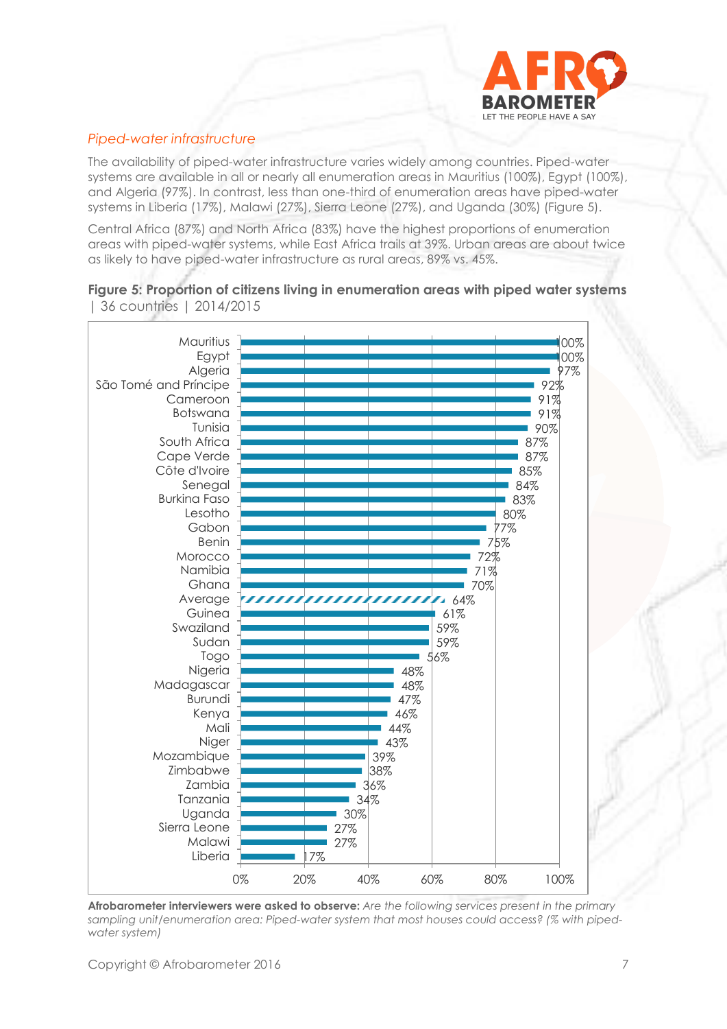*Piped-water infrastructure*

The availability of piped-water infrastructure varies widely among countries. Piped-water systems are available in all or nearly all enumeration areas in Mauritius (100%), Egypt (100%), and Algeria (97%). In contrast, less than one-third of enumeration areas have piped-water systems in Liberia (17%), Malawi (27%), Sierra Leone (27%), and Uganda (30%) (Figure 5).

Central Africa (87%) and North Africa (83%) have the highest proportions of enumeration areas with piped-water systems, while East Africa trails at 39%. Urban areas are about twice as likely to have piped-water infrastructure as rural areas, 89% vs. 45%.

**Figure 5: Proportion of citizens living in enumeration areas with piped water systems** | 36 countries | 2014/2015

| Country | % |
|---|---|
| Mauritius | 100% |
| Egypt | 100% |
| Algeria | 97% |
| São Tomé and Príncipe | 92% |
| Cameroon | 91% |
| Botswana | 91% |
| Tunisia | 90% |
| South Africa | 87% |
| Cape Verde | 87% |
| Côte d'Ivoire | 85% |
| Senegal | 84% |
| Burkina Faso | 83% |
| Lesotho | 80% |
| Gabon | 77% |
| Benin | 75% |
| Morocco | 72% |
| Namibia | 71% |
| Ghana | 70% |
| Average | 64% |
| Guinea | 61% |
| Swaziland | 59% |
| Sudan | 59% |
| Togo | 56% |
| Nigeria | 48% |
| Madagascar | 48% |
| Burundi | 47% |
| Kenya | 46% |
| Mali | 44% |
| Niger | 43% |
| Mozambique | 39% |
| Zimbabwe | 38% |
| Zambia | 36% |
| Tanzania | 34% |
| Uganda | 30% |
| Sierra Leone | 27% |
| Malawi | 27% |
| Liberia | 17% |

**Afrobarometer interviewers were asked to observe:** *Are the following services present in the primary sampling unit/enumeration area: Piped-water system that most houses could access? (% with piped-water system)*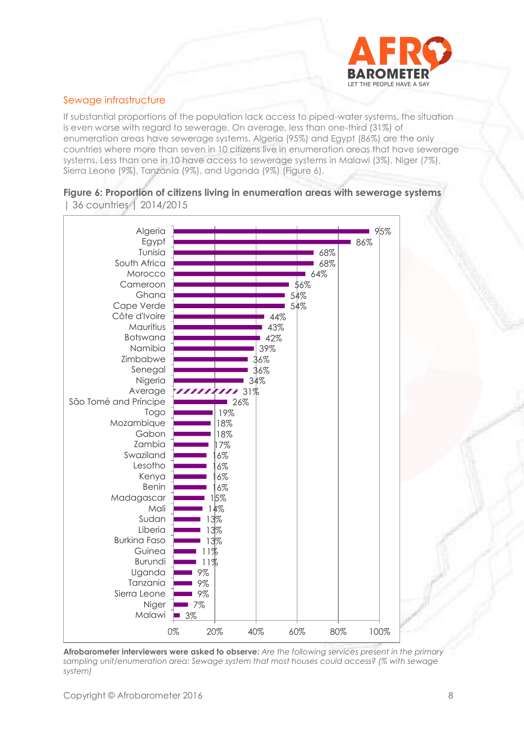## Sewage infrastructure

If substantial proportions of the population lack access to piped-water systems, the situation is even worse with regard to sewerage. On average, less than one-third (31%) of enumeration areas have sewerage systems. Algeria (95%) and Egypt (86%) are the only countries where more than seven in 10 citizens live in enumeration areas that have sewerage systems. Less than one in 10 have access to sewerage systems in Malawi (3%), Niger (7%), Sierra Leone (9%), Tanzania (9%), and Uganda (9%) (Figure 6).

**Figure 6: Proportion of citizens living in enumeration areas with sewerage systems** | 36 countries | 2014/2015

| Country | % |
| --- | --- |
| Algeria | 95% |
| Egypt | 86% |
| Tunisia | 68% |
| South Africa | 68% |
| Morocco | 64% |
| Cameroon | 56% |
| Ghana | 54% |
| Cape Verde | 54% |
| Côte d'Ivoire | 44% |
| Mauritius | 43% |
| Botswana | 42% |
| Namibia | 39% |
| Zimbabwe | 36% |
| Senegal | 36% |
| Nigeria | 34% |
| Average | 31% |
| São Tomé and Príncipe | 26% |
| Togo | 19% |
| Mozambique | 18% |
| Gabon | 18% |
| Zambia | 17% |
| Swaziland | 16% |
| Lesotho | 16% |
| Kenya | 16% |
| Benin | 16% |
| Madagascar | 15% |
| Mali | 14% |
| Sudan | 13% |
| Liberia | 13% |
| Burkina Faso | 13% |
| Guinea | 11% |
| Burundi | 11% |
| Uganda | 9% |
| Tanzania | 9% |
| Sierra Leone | 9% |
| Niger | 7% |
| Malawi | 3% |

**Afrobarometer interviewers were asked to observe:** *Are the following services present in the primary sampling unit/enumeration area: Sewage system that most houses could access? (% with sewage system)*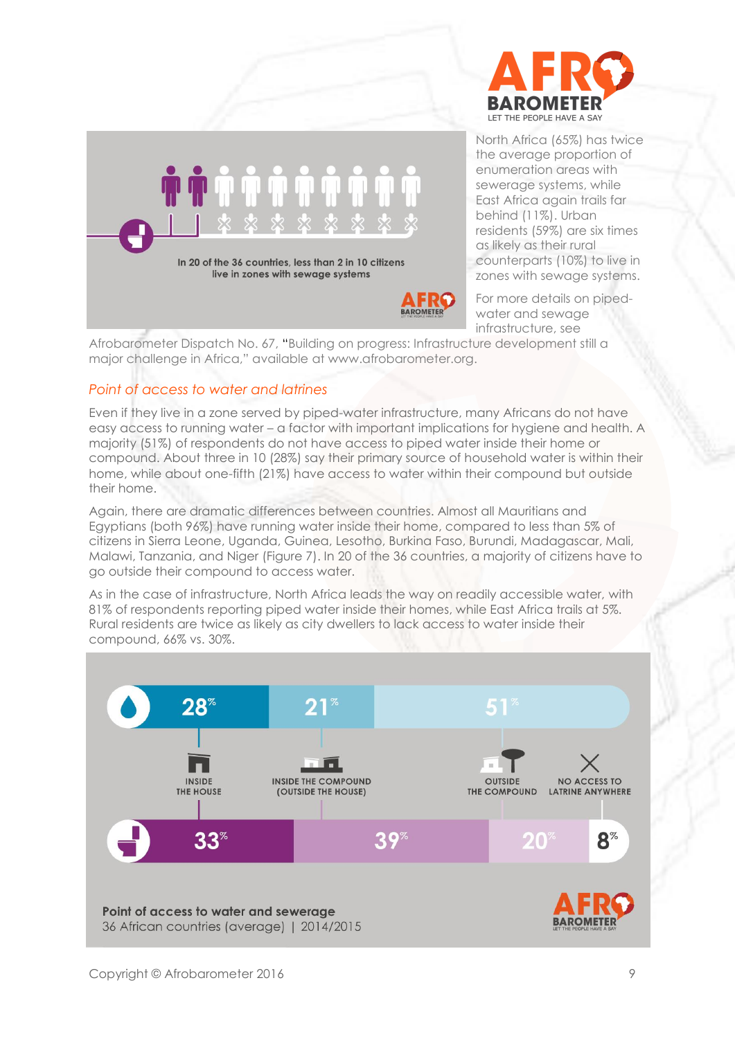In 20 of the 36 countries, less than 2 in 10 citizens live in zones with sewage systems

North Africa (65%) has twice the average proportion of enumeration areas with sewerage systems, while East Africa again trails far behind (11%). Urban residents (59%) are six times as likely as their rural counterparts (10%) to live in zones with sewage systems.

For more details on piped-water and sewage infrastructure, see Afrobarometer Dispatch No. 67, "Building on progress: Infrastructure development still a major challenge in Africa," available at www.afrobarometer.org.

## *Point of access to water and latrines*

Even if they live in a zone served by piped-water infrastructure, many Africans do not have easy access to running water – a factor with important implications for hygiene and health. A majority (51%) of respondents do not have access to piped water inside their home or compound. About three in 10 (28%) say their primary source of household water is within their home, while about one-fifth (21%) have access to water within their compound but outside their home.

Again, there are dramatic differences between countries. Almost all Mauritians and Egyptians (both 96%) have running water inside their home, compared to less than 5% of citizens in Sierra Leone, Uganda, Guinea, Lesotho, Burkina Faso, Burundi, Madagascar, Mali, Malawi, Tanzania, and Niger (Figure 7). In 20 of the 36 countries, a majority of citizens have to go outside their compound to access water.

As in the case of infrastructure, North Africa leads the way on readily accessible water, with 81% of respondents reporting piped water inside their homes, while East Africa trails at 5%. Rural residents are twice as likely as city dwellers to lack access to water inside their compound, 66% vs. 30%.

| | Inside the house | Inside the compound (outside the house) | Outside the compound | No access to latrine anywhere |
|---|---|---|---|---|
| Water | 28% | 21% | 51% | |
| Latrine | 33% | 39% | 20% | 8% |

**Point of access to water and sewerage**
36 African countries (average) | 2014/2015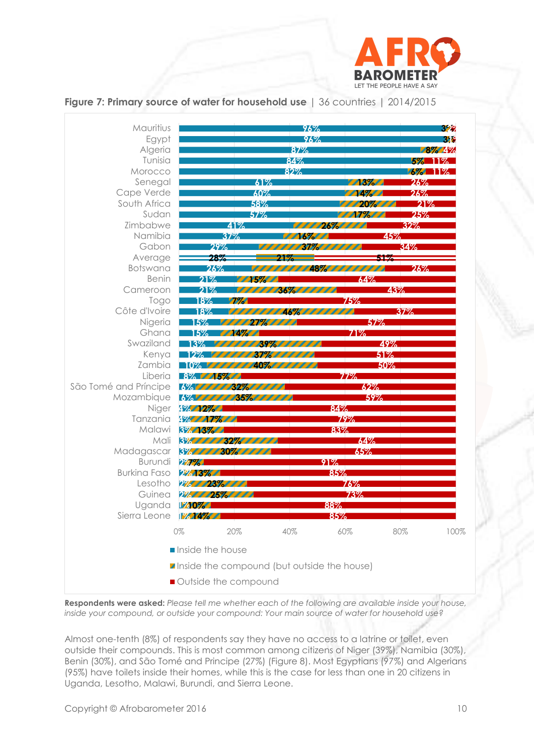**Figure 7: Primary source of water for household use** | 36 countries | 2014/2015

| Country | Inside the house | Inside the compound (but outside the house) | Outside the compound |
|---|---|---|---|
| Mauritius | 96% | 3% | 1% |
| Egypt | 96% | 3% | 1% |
| Algeria | 87% | 8% | 4% |
| Tunisia | 84% | 5% | 11% |
| Morocco | 82% | 6% | 11% |
| Senegal | 61% | 13% | 26% |
| Cape Verde | 60% | 14% | 26% |
| South Africa | 58% | 20% | 21% |
| Sudan | 57% | 17% | 25% |
| Zimbabwe | 41% | 26% | 32% |
| Namibia | 37% | 16% | 45% |
| Gabon | 29% | 37% | 34% |
| Average | 28% | 21% | 51% |
| Botswana | 26% | 48% | 26% |
| Benin | 21% | 15% | 64% |
| Cameroon | 21% | 36% | 43% |
| Togo | 18% | 7% | 75% |
| Côte d'Ivoire | 18% | 46% | 37% |
| Nigeria | 15% | 27% | 57% |
| Ghana | 15% | 14% | 71% |
| Swaziland | 13% | 39% | 49% |
| Kenya | 12% | 37% | 51% |
| Zambia | 10% | 40% | 50% |
| Liberia | 8% | 15% | 77% |
| São Tomé and Príncipe | 6% | 32% | 62% |
| Mozambique | 6% | 35% | 59% |
| Niger | 4% | 12% | 84% |
| Tanzania | 4% | 17% | 79% |
| Malawi | 3% | 13% | 83% |
| Mali | 3% | 32% | 64% |
| Madagascar | 3% | 30% | 65% |
| Burundi | 2% | 7% | 91% |
| Burkina Faso | 2% | 13% | 85% |
| Lesotho | 2% | 23% | 76% |
| Guinea | 2% | 25% | 73% |
| Uganda | 1% | 10% | 88% |
| Sierra Leone | 1% | 14% | 85% |

**Respondents were asked:** *Please tell me whether each of the following are available inside your house, inside your compound, or outside your compound: Your main source of water for household use?*

Almost one-tenth (8%) of respondents say they have no access to a latrine or toilet, even outside their compounds. This is most common among citizens of Niger (39%), Namibia (30%), Benin (30%), and São Tomé and Principe (27%) (Figure 8). Most Egyptians (97%) and Algerians (95%) have toilets inside their homes, while this is the case for less than one in 20 citizens in Uganda, Lesotho, Malawi, Burundi, and Sierra Leone.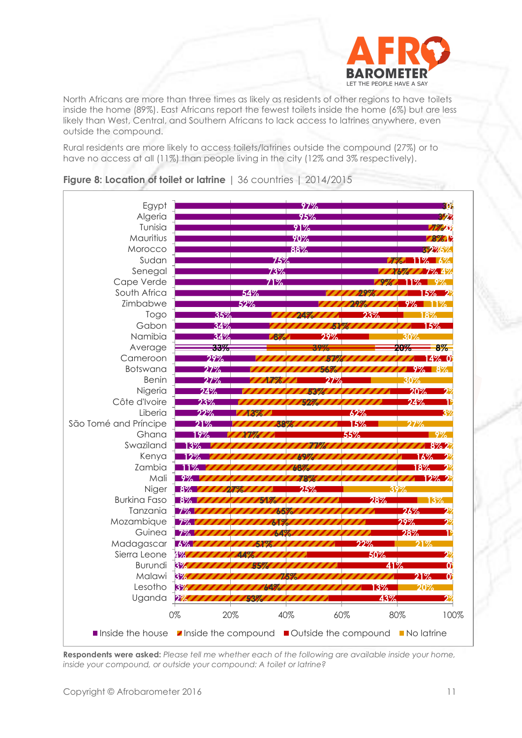North Africans are more than three times as likely as residents of other regions to have toilets inside the home (89%). East Africans report the fewest toilets inside the home (6%) but are less likely than West, Central, and Southern Africans to lack access to latrines anywhere, even outside the compound.

Rural residents are more likely to access toilets/latrines outside the compound (27%) or to have no access at all (11%) than people living in the city (12% and 3% respectively).

**Figure 8: Location of toilet or latrine** | 36 countries | 2014/2015

| Country | Inside the house | Inside the compound | Outside the compound | No latrine |
|---|---|---|---|---|
| Egypt | 97% | 3% | | |
| Algeria | 95% | 3% | 2% | |
| Tunisia | 91% | 7% | 0% | |
| Mauritius | 90% | 8% | 1% | |
| Morocco | 88% | 3% | 2% | 6% |
| Sudan | 75% | 7% | 11% | 6% |
| Senegal | 73% | 16% | 7% | 4% |
| Cape Verde | 71% | 9% | 11% | 9% |
| South Africa | 54% | 29% | 15% | 2% |
| Zimbabwe | 52% | 29% | 9% | 11% |
| Togo | 35% | 24% | 23% | 18% |
| Gabon | 34% | 51% | 15% | |
| Namibia | 34% | 8% | 29% | 30% |
| Average | 33% | 39% | 20% | 8% |
| Cameroon | 29% | 57% | 14% | 0% |
| Botswana | 27% | 56% | 9% | 8% |
| Benin | 27% | 17% | 27% | 30% |
| Nigeria | 24% | 53% | 20% | 2% |
| Côte d'Ivoire | 23% | 52% | 24% | 1% |
| Liberia | 22% | 13% | 62% | 3% |
| São Tomé and Príncipe | 21% | 38% | 15% | 27% |
| Ghana | 19% | 17% | 55% | 9% |
| Swaziland | 13% | 77% | 8% | 2% |
| Kenya | 12% | 69% | 16% | 2% |
| Zambia | 11% | 68% | 18% | 2% |
| Mali | 9% | 78% | 12% | 2% |
| Niger | 8% | 27% | 25% | 39% |
| Burkina Faso | 8% | 51% | 28% | 13% |
| Tanzania | 7% | 65% | 26% | 2% |
| Mozambique | 7% | 61% | 29% | 2% |
| Guinea | 7% | 64% | 28% | 1% |
| Madagascar | 6% | 51% | 22% | 21% |
| Sierra Leone | 4% | 44% | 50% | 2% |
| Burundi | 3% | 55% | 41% | 0% |
| Malawi | 3% | 75% | 21% | 0% |
| Lesotho | 3% | 64% | 13% | 20% |
| Uganda | 2% | 53% | 43% | 2% |

**Respondents were asked:** *Please tell me whether each of the following are available inside your home, inside your compound, or outside your compound: A toilet or latrine?*

Copyright © Afrobarometer 2016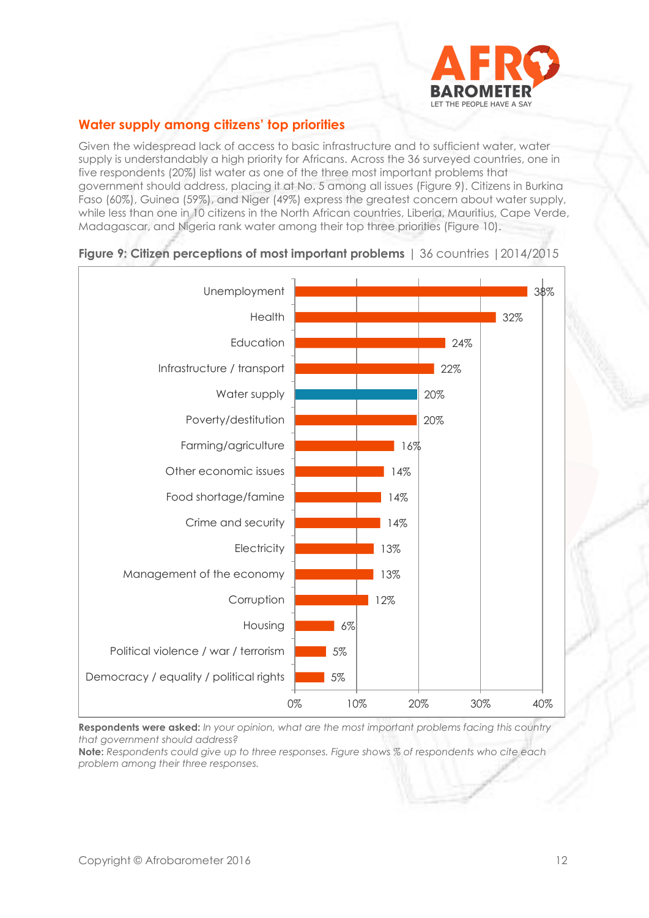## Water supply among citizens' top priorities

Given the widespread lack of access to basic infrastructure and to sufficient water, water supply is understandably a high priority for Africans. Across the 36 surveyed countries, one in five respondents (20%) list water as one of the three most important problems that government should address, placing it at No. 5 among all issues (Figure 9). Citizens in Burkina Faso (60%), Guinea (59%), and Niger (49%) express the greatest concern about water supply, while less than one in 10 citizens in the North African countries, Liberia, Mauritius, Cape Verde, Madagascar, and Nigeria rank water among their top three priorities (Figure 10).

**Figure 9: Citizen perceptions of most important problems** | 36 countries | 2014/2015

| Problem | % |
|---|---|
| Unemployment | 38% |
| Health | 32% |
| Education | 24% |
| Infrastructure / transport | 22% |
| Water supply | 20% |
| Poverty/destitution | 20% |
| Farming/agriculture | 16% |
| Other economic issues | 14% |
| Food shortage/famine | 14% |
| Crime and security | 14% |
| Electricity | 13% |
| Management of the economy | 13% |
| Corruption | 12% |
| Housing | 6% |
| Political violence / war / terrorism | 5% |
| Democracy / equality / political rights | 5% |

**Respondents were asked:** *In your opinion, what are the most important problems facing this country that government should address?*

**Note:** *Respondents could give up to three responses. Figure shows % of respondents who cite each problem among their three responses.*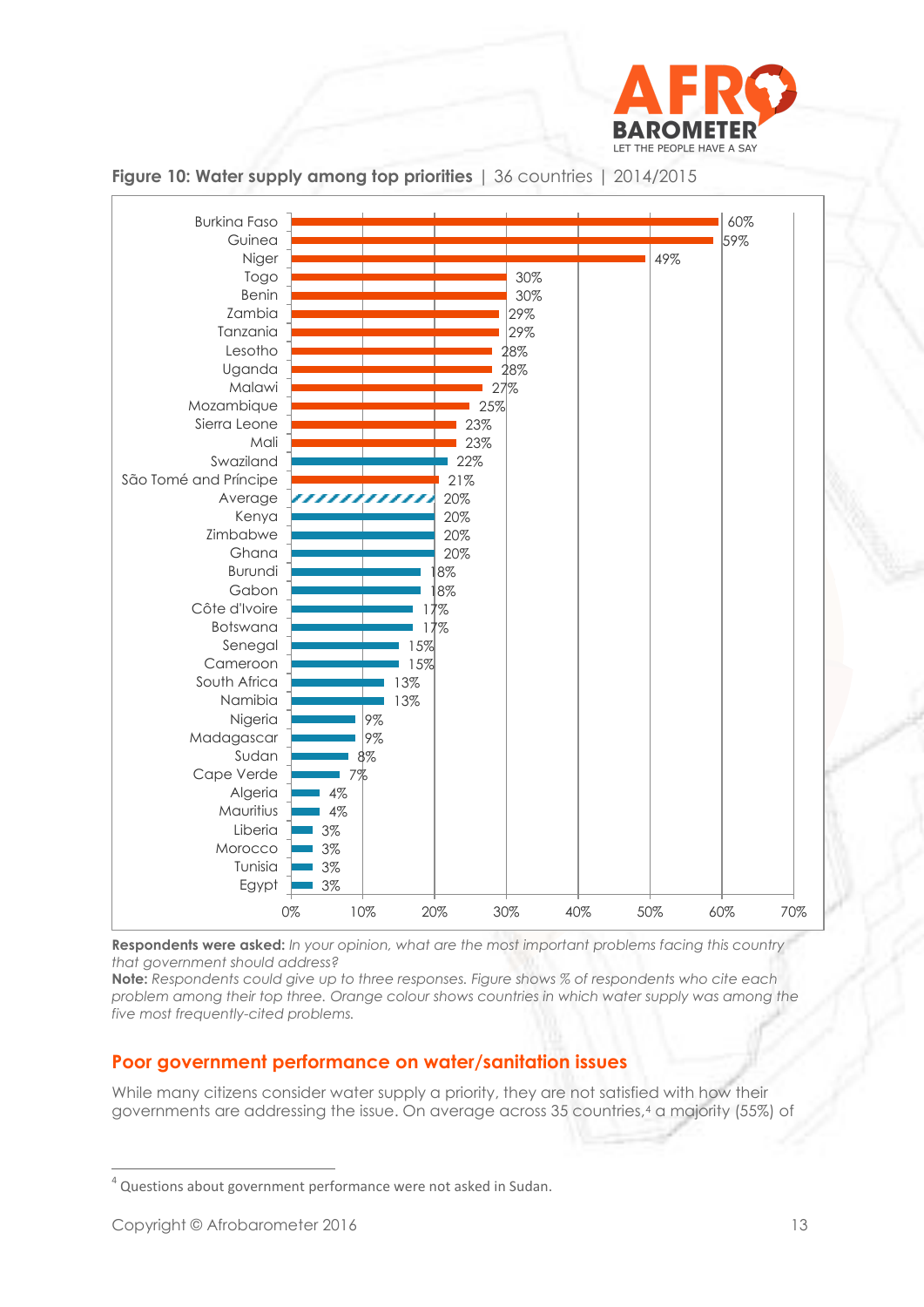**Figure 10: Water supply among top priorities** | 36 countries | 2014/2015

| Country | % |
|---|---|
| Burkina Faso | 60% |
| Guinea | 59% |
| Niger | 49% |
| Togo | 30% |
| Benin | 30% |
| Zambia | 29% |
| Tanzania | 29% |
| Lesotho | 28% |
| Uganda | 28% |
| Malawi | 27% |
| Mozambique | 25% |
| Sierra Leone | 23% |
| Mali | 23% |
| Swaziland | 22% |
| São Tomé and Príncipe | 21% |
| Average | 20% |
| Kenya | 20% |
| Zimbabwe | 20% |
| Ghana | 20% |
| Burundi | 18% |
| Gabon | 18% |
| Côte d'Ivoire | 17% |
| Botswana | 17% |
| Senegal | 15% |
| Cameroon | 15% |
| South Africa | 13% |
| Namibia | 13% |
| Nigeria | 9% |
| Madagascar | 9% |
| Sudan | 8% |
| Cape Verde | 7% |
| Algeria | 4% |
| Mauritius | 4% |
| Liberia | 3% |
| Morocco | 3% |
| Tunisia | 3% |
| Egypt | 3% |

**Respondents were asked:** *In your opinion, what are the most important problems facing this country that government should address?*

**Note:** *Respondents could give up to three responses. Figure shows % of respondents who cite each problem among their top three. Orange colour shows countries in which water supply was among the five most frequently-cited problems.*

## Poor government performance on water/sanitation issues

While many citizens consider water supply a priority, they are not satisfied with how their governments are addressing the issue. On average across 35 countries,[4] a majority (55%) of

[4] Questions about government performance were not asked in Sudan.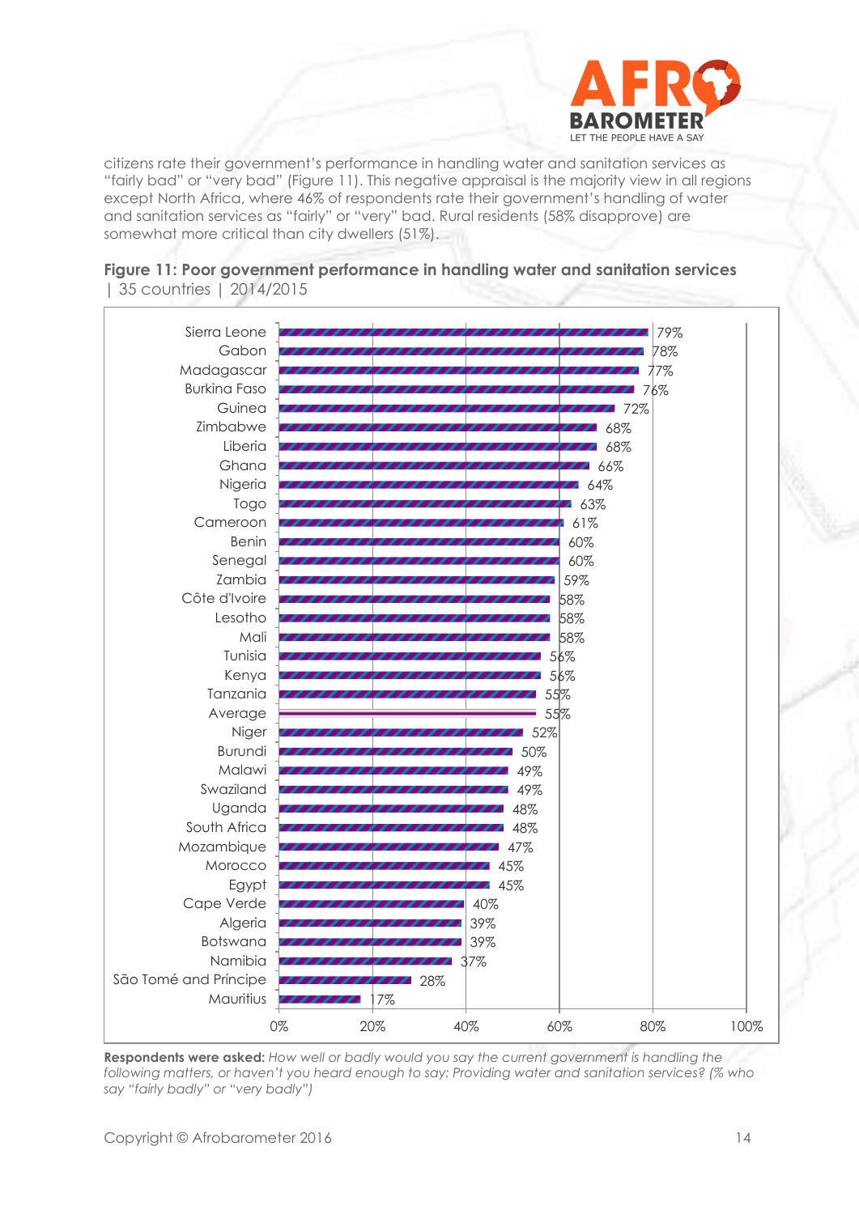citizens rate their government's performance in handling water and sanitation services as "fairly bad" or "very bad" (Figure 11). This negative appraisal is the majority view in all regions except North Africa, where 46% of respondents rate their government's handling of water and sanitation services as "fairly" or "very" bad. Rural residents (58% disapprove) are somewhat more critical than city dwellers (51%).

**Figure 11: Poor government performance in handling water and sanitation services** | 35 countries | 2014/2015

| Country | % |
|---|---|
| Sierra Leone | 79% |
| Gabon | 78% |
| Madagascar | 77% |
| Burkina Faso | 76% |
| Guinea | 72% |
| Zimbabwe | 68% |
| Liberia | 68% |
| Ghana | 66% |
| Nigeria | 64% |
| Togo | 63% |
| Cameroon | 61% |
| Benin | 60% |
| Senegal | 60% |
| Zambia | 59% |
| Côte d'Ivoire | 58% |
| Lesotho | 58% |
| Mali | 58% |
| Tunisia | 56% |
| Kenya | 56% |
| Tanzania | 55% |
| Average | 55% |
| Niger | 52% |
| Burundi | 50% |
| Malawi | 49% |
| Swaziland | 49% |
| Uganda | 48% |
| South Africa | 48% |
| Mozambique | 47% |
| Morocco | 45% |
| Egypt | 45% |
| Cape Verde | 40% |
| Algeria | 39% |
| Botswana | 39% |
| Namibia | 37% |
| São Tomé and Príncipe | 28% |
| Mauritius | 17% |

**Respondents were asked:** *How well or badly would you say the current government is handling the following matters, or haven't you heard enough to say: Providing water and sanitation services? (% who say "fairly badly" or "very badly")*

Copyright © Afrobarometer 2016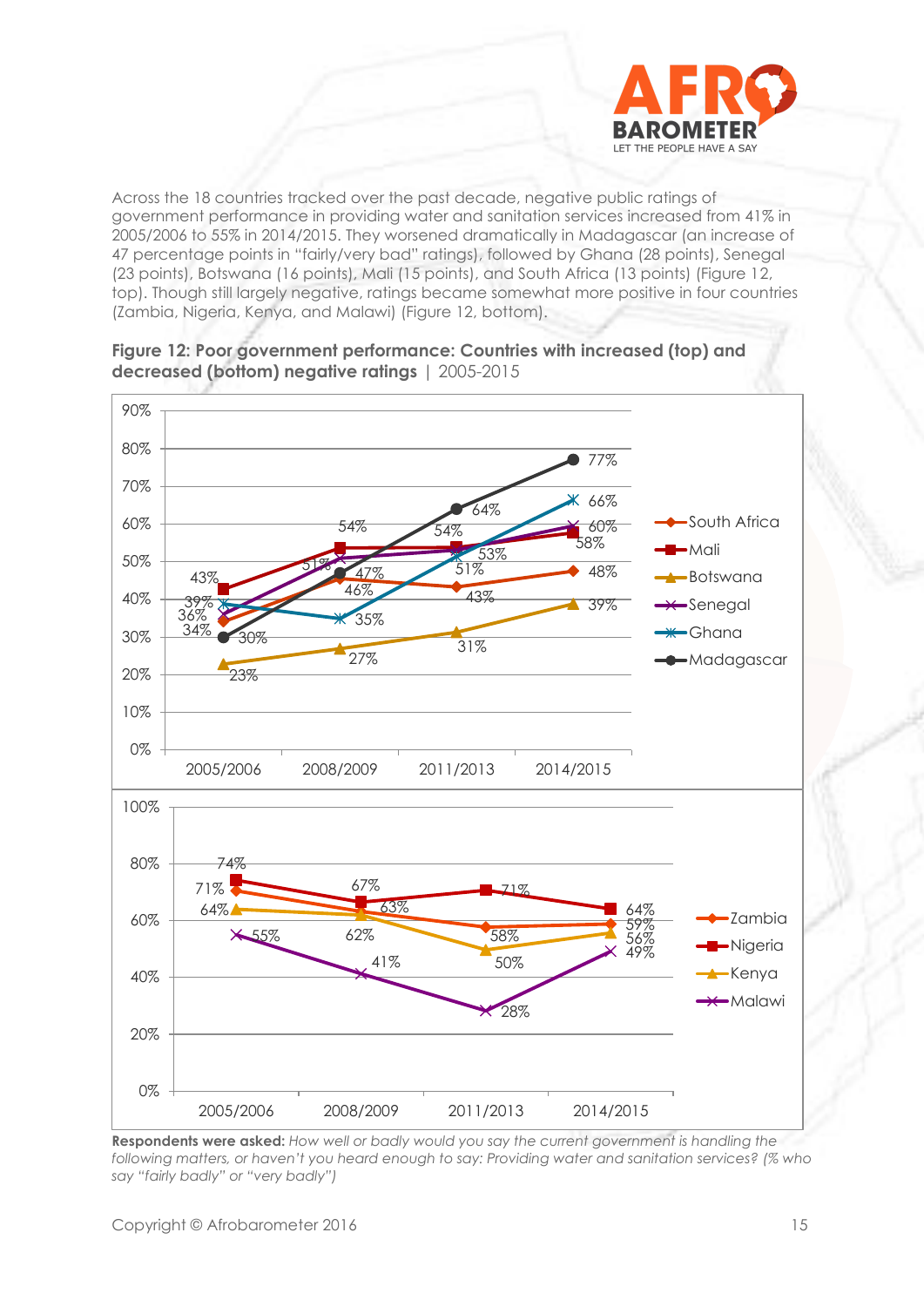Across the 18 countries tracked over the past decade, negative public ratings of government performance in providing water and sanitation services increased from 41% in 2005/2006 to 55% in 2014/2015. They worsened dramatically in Madagascar (an increase of 47 percentage points in "fairly/very bad" ratings), followed by Ghana (28 points), Senegal (23 points), Botswana (16 points), Mali (15 points), and South Africa (13 points) (Figure 12, top). Though still largely negative, ratings became somewhat more positive in four countries (Zambia, Nigeria, Kenya, and Malawi) (Figure 12, bottom).

**Figure 12: Poor government performance: Countries with increased (top) and decreased (bottom) negative ratings** | 2005-2015

| Country | 2005/2006 | 2008/2009 | 2011/2013 | 2014/2015 |
|---|---|---|---|---|
| South Africa | 34% | 46% | 43% | 48% |
| Mali | 43% | 54% | 54% | 58% |
| Botswana | 23% | 27% | 31% | 39% |
| Senegal | 36% | 51% | 53% | 60% |
| Ghana | 39% | 35% | 51% | 66% |
| Madagascar | 30% | 47% | 64% | 77% |

| Country | 2005/2006 | 2008/2009 | 2011/2013 | 2014/2015 |
|---|---|---|---|---|
| Zambia | 71% | 63% | 58% | 59% |
| Nigeria | 74% | 67% | 71% | 64% |
| Kenya | 64% | 62% | 50% | 56% |
| Malawi | 55% | 41% | 28% | 49% |

**Respondents were asked:** *How well or badly would you say the current government is handling the following matters, or haven't you heard enough to say: Providing water and sanitation services? (% who say "fairly badly" or "very badly")*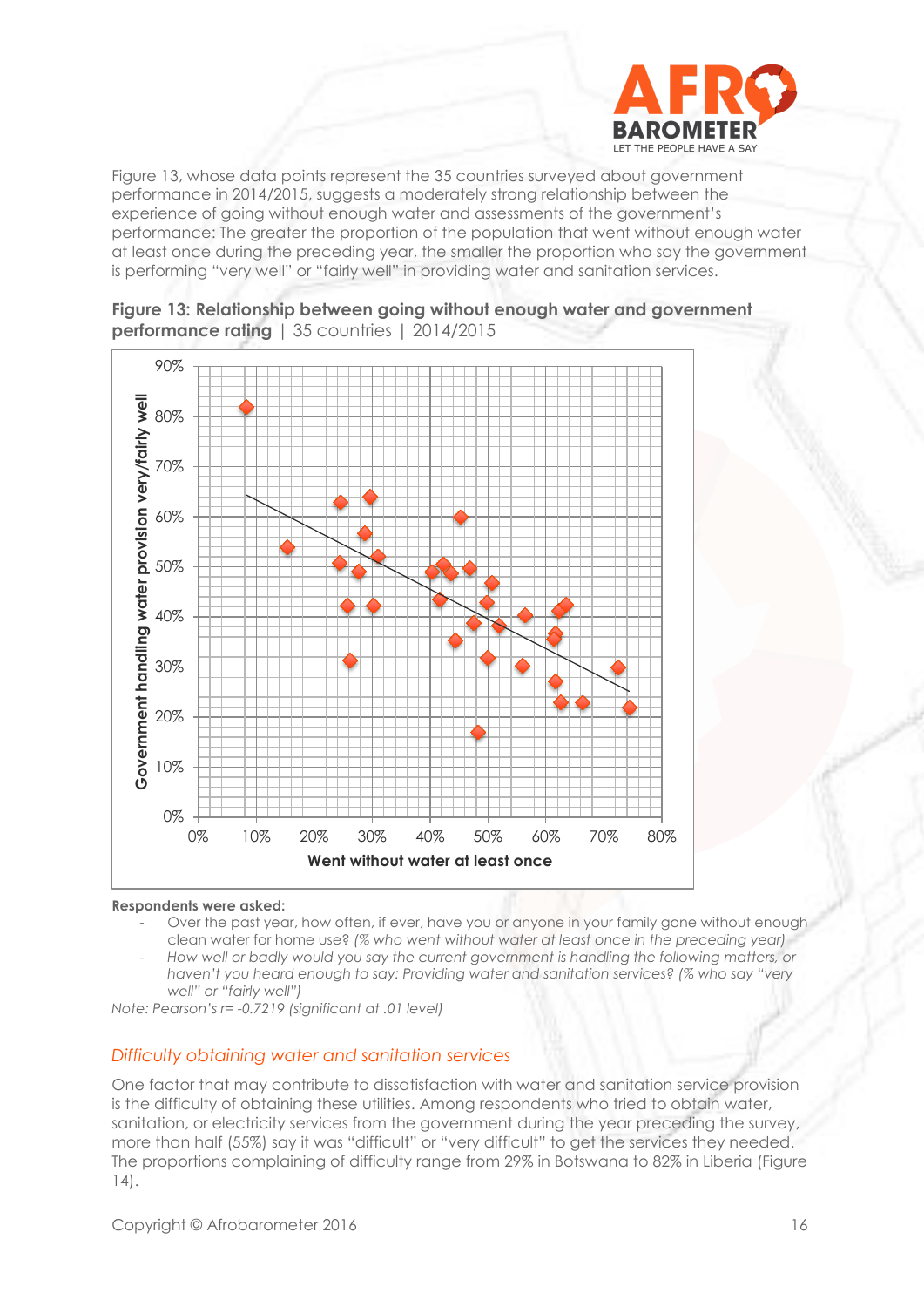Figure 13, whose data points represent the 35 countries surveyed about government performance in 2014/2015, suggests a moderately strong relationship between the experience of going without enough water and assessments of the government's performance: The greater the proportion of the population that went without enough water at least once during the preceding year, the smaller the proportion who say the government is performing "very well" or "fairly well" in providing water and sanitation services.

**Figure 13: Relationship between going without enough water and government performance rating** | 35 countries | 2014/2015

**Respondents were asked:**

- Over the past year, how often, if ever, have you or anyone in your family gone without enough clean water for home use? *(% who went without water at least once in the preceding year)*
- How well or badly would you say the current government is handling the following matters, or haven't you heard enough to say: Providing water and sanitation services? *(% who say "very well" or "fairly well")*

*Note: Pearson's r= -0.7219 (significant at .01 level)*

## *Difficulty obtaining water and sanitation services*

One factor that may contribute to dissatisfaction with water and sanitation service provision is the difficulty of obtaining these utilities. Among respondents who tried to obtain water, sanitation, or electricity services from the government during the year preceding the survey, more than half (55%) say it was "difficult" or "very difficult" to get the services they needed. The proportions complaining of difficulty range from 29% in Botswana to 82% in Liberia (Figure 14).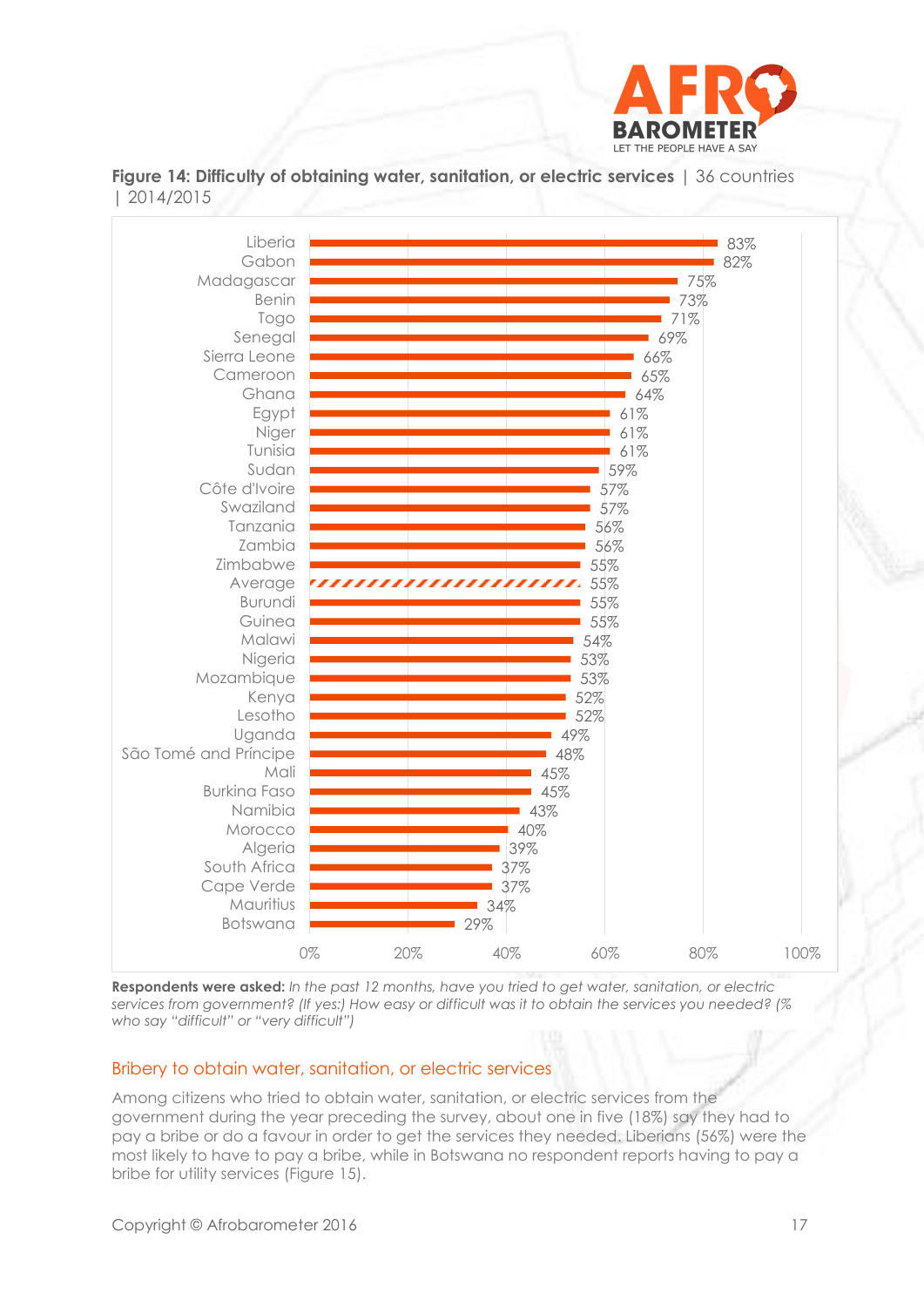**Figure 14: Difficulty of obtaining water, sanitation, or electric services** | 36 countries | 2014/2015

| Country | % |
|---|---|
| Liberia | 83% |
| Gabon | 82% |
| Madagascar | 75% |
| Benin | 73% |
| Togo | 71% |
| Senegal | 69% |
| Sierra Leone | 66% |
| Cameroon | 65% |
| Ghana | 64% |
| Egypt | 61% |
| Niger | 61% |
| Tunisia | 61% |
| Sudan | 59% |
| Côte d'Ivoire | 57% |
| Swaziland | 57% |
| Tanzania | 56% |
| Zambia | 56% |
| Zimbabwe | 55% |
| Average | 55% |
| Burundi | 55% |
| Guinea | 55% |
| Malawi | 54% |
| Nigeria | 53% |
| Mozambique | 53% |
| Kenya | 52% |
| Lesotho | 52% |
| Uganda | 49% |
| São Tomé and Príncipe | 48% |
| Mali | 45% |
| Burkina Faso | 45% |
| Namibia | 43% |
| Morocco | 40% |
| Algeria | 39% |
| South Africa | 37% |
| Cape Verde | 37% |
| Mauritius | 34% |
| Botswana | 29% |

**Respondents were asked:** *In the past 12 months, have you tried to get water, sanitation, or electric services from government? (If yes:) How easy or difficult was it to obtain the services you needed? (% who say "difficult" or "very difficult")*

## Bribery to obtain water, sanitation, or electric services

Among citizens who tried to obtain water, sanitation, or electric services from the government during the year preceding the survey, about one in five (18%) say they had to pay a bribe or do a favour in order to get the services they needed. Liberians (56%) were the most likely to have to pay a bribe, while in Botswana no respondent reports having to pay a bribe for utility services (Figure 15).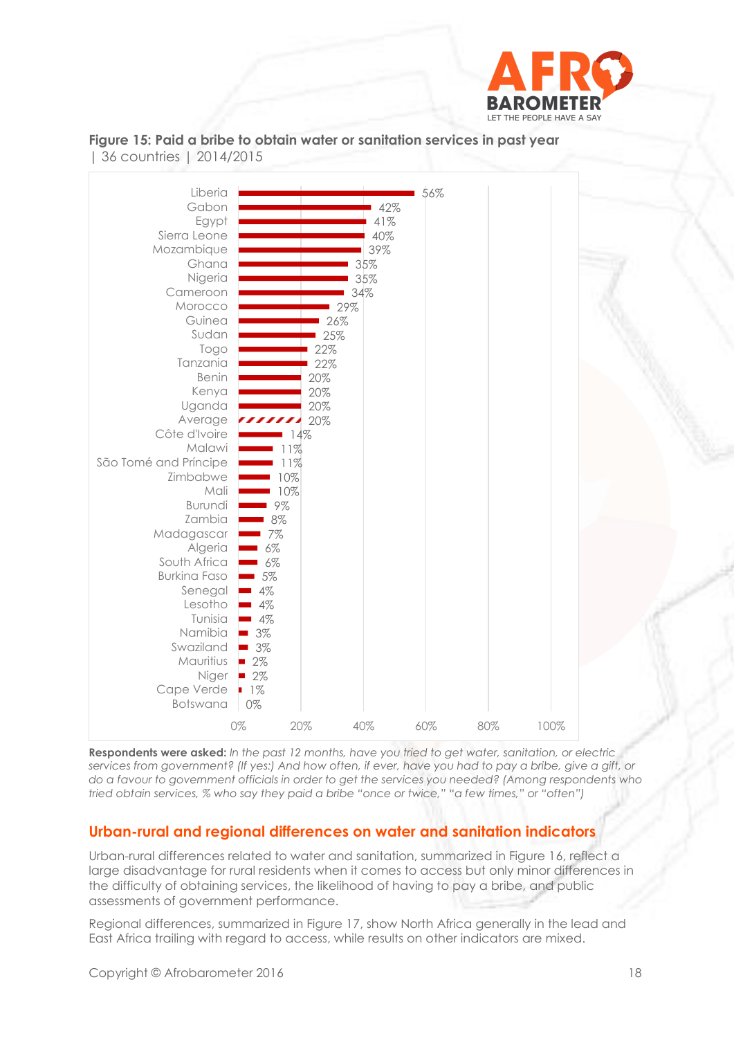**Figure 15: Paid a bribe to obtain water or sanitation services in past year** | 36 countries | 2014/2015

| Country | % |
|---|---|
| Liberia | 56% |
| Gabon | 42% |
| Egypt | 41% |
| Sierra Leone | 40% |
| Mozambique | 39% |
| Ghana | 35% |
| Nigeria | 35% |
| Cameroon | 34% |
| Morocco | 29% |
| Guinea | 26% |
| Sudan | 25% |
| Togo | 22% |
| Tanzania | 22% |
| Benin | 20% |
| Kenya | 20% |
| Uganda | 20% |
| Average | 20% |
| Côte d'Ivoire | 14% |
| Malawi | 11% |
| São Tomé and Príncipe | 11% |
| Zimbabwe | 10% |
| Mali | 10% |
| Burundi | 9% |
| Zambia | 8% |
| Madagascar | 7% |
| Algeria | 6% |
| South Africa | 6% |
| Burkina Faso | 5% |
| Senegal | 4% |
| Lesotho | 4% |
| Tunisia | 4% |
| Namibia | 3% |
| Swaziland | 3% |
| Mauritius | 2% |
| Niger | 2% |
| Cape Verde | 1% |
| Botswana | 0% |

**Respondents were asked:** *In the past 12 months, have you tried to get water, sanitation, or electric services from government? (If yes:) And how often, if ever, have you had to pay a bribe, give a gift, or do a favour to government officials in order to get the services you needed? (Among respondents who tried obtain services, % who say they paid a bribe "once or twice," "a few times," or "often")*

## Urban-rural and regional differences on water and sanitation indicators

Urban-rural differences related to water and sanitation, summarized in Figure 16, reflect a large disadvantage for rural residents when it comes to access but only minor differences in the difficulty of obtaining services, the likelihood of having to pay a bribe, and public assessments of government performance.

Regional differences, summarized in Figure 17, show North Africa generally in the lead and East Africa trailing with regard to access, while results on other indicators are mixed.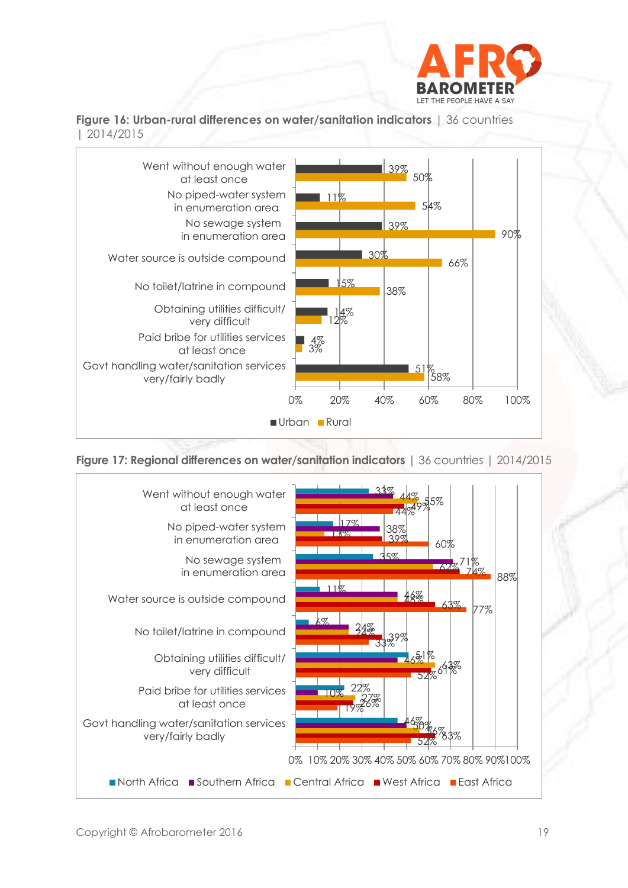**Figure 16: Urban-rural differences on water/sanitation indicators** | 36 countries | 2014/2015

| Indicator | Urban | Rural |
|---|---|---|
| Went without enough water at least once | 39% | 50% |
| No piped-water system in enumeration area | 11% | 54% |
| No sewage system in enumeration area | 39% | 90% |
| Water source is outside compound | 30% | 66% |
| No toilet/latrine in compound | 15% | 38% |
| Obtaining utilities difficult/ very difficult | 14% | 12% |
| Paid bribe for utilities services at least once | 4% | 3% |
| Govt handling water/sanitation services very/fairly badly | 51% | 58% |

**Figure 17: Regional differences on water/sanitation indicators** | 36 countries | 2014/2015

| Indicator | North Africa | Southern Africa | Central Africa | West Africa | East Africa |
|---|---|---|---|---|---|
| Went without enough water at least once | 33% | 44% | 55% | 49% | 44% |
| No piped-water system in enumeration area | 17% | 38% | 13% | 39% | 60% |
| No sewage system in enumeration area | 35% | 71% | 62% | 74% | 88% |
| Water source is outside compound | 11% | 46% | 46% | 63% | 77% |
| No toilet/latrine in compound | 6% | 24% | 24% | 39% | 33% |
| Obtaining utilities difficult/ very difficult | 51% | 46% | 63% | 61% | 52% |
| Paid bribe for utilities services at least once | 22% | 10% | 27% | 26% | 19% |
| Govt handling water/sanitation services very/fairly badly | 46% | 50% | 56% | 63% | 52% |

Copyright © Afrobarometer 2016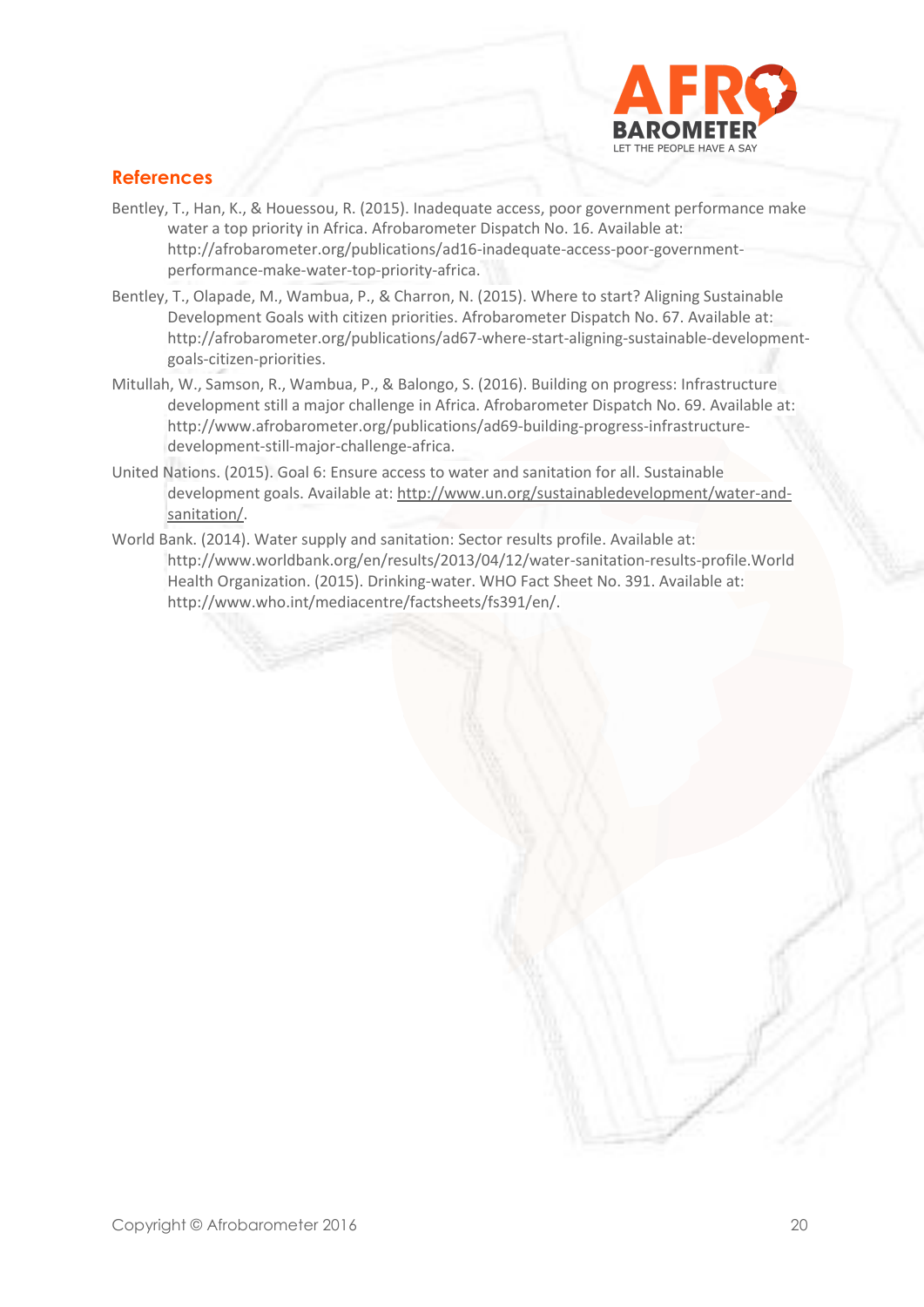## References

Bentley, T., Han, K., & Houessou, R. (2015). Inadequate access, poor government performance make water a top priority in Africa. Afrobarometer Dispatch No. 16. Available at: http://afrobarometer.org/publications/ad16-inadequate-access-poor-government-performance-make-water-top-priority-africa.

Bentley, T., Olapade, M., Wambua, P., & Charron, N. (2015). Where to start? Aligning Sustainable Development Goals with citizen priorities. Afrobarometer Dispatch No. 67. Available at: http://afrobarometer.org/publications/ad67-where-start-aligning-sustainable-development-goals-citizen-priorities.

Mitullah, W., Samson, R., Wambua, P., & Balongo, S. (2016). Building on progress: Infrastructure development still a major challenge in Africa. Afrobarometer Dispatch No. 69. Available at: http://www.afrobarometer.org/publications/ad69-building-progress-infrastructure-development-still-major-challenge-africa.

United Nations. (2015). Goal 6: Ensure access to water and sanitation for all. Sustainable development goals. Available at: http://www.un.org/sustainabledevelopment/water-and-sanitation/.

World Bank. (2014). Water supply and sanitation: Sector results profile. Available at: http://www.worldbank.org/en/results/2013/04/12/water-sanitation-results-profile.World Health Organization. (2015). Drinking-water. WHO Fact Sheet No. 391. Available at: http://www.who.int/mediacentre/factsheets/fs391/en/.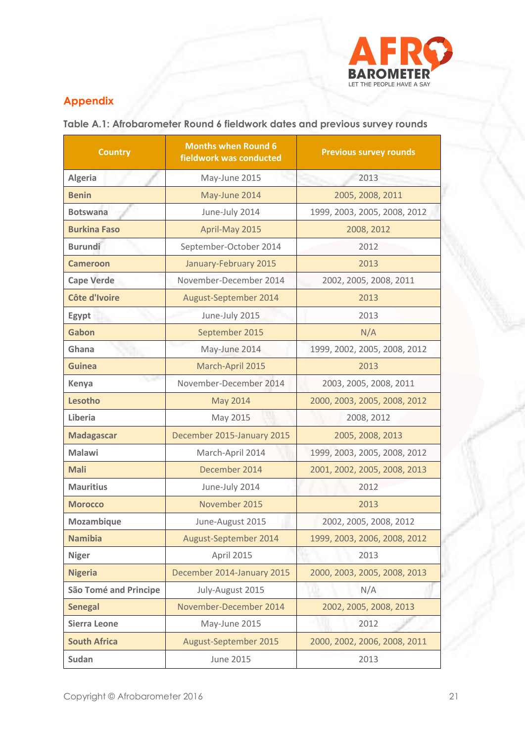## Appendix

**Table A.1: Afrobarometer Round 6 fieldwork dates and previous survey rounds**

| Country | Months when Round 6 fieldwork was conducted | Previous survey rounds |
|---|---|---|
| Algeria | May-June 2015 | 2013 |
| Benin | May-June 2014 | 2005, 2008, 2011 |
| Botswana | June-July 2014 | 1999, 2003, 2005, 2008, 2012 |
| Burkina Faso | April-May 2015 | 2008, 2012 |
| Burundi | September-October 2014 | 2012 |
| Cameroon | January-February 2015 | 2013 |
| Cape Verde | November-December 2014 | 2002, 2005, 2008, 2011 |
| Côte d'Ivoire | August-September 2014 | 2013 |
| Egypt | June-July 2015 | 2013 |
| Gabon | September 2015 | N/A |
| Ghana | May-June 2014 | 1999, 2002, 2005, 2008, 2012 |
| Guinea | March-April 2015 | 2013 |
| Kenya | November-December 2014 | 2003, 2005, 2008, 2011 |
| Lesotho | May 2014 | 2000, 2003, 2005, 2008, 2012 |
| Liberia | May 2015 | 2008, 2012 |
| Madagascar | December 2015-January 2015 | 2005, 2008, 2013 |
| Malawi | March-April 2014 | 1999, 2003, 2005, 2008, 2012 |
| Mali | December 2014 | 2001, 2002, 2005, 2008, 2013 |
| Mauritius | June-July 2014 | 2012 |
| Morocco | November 2015 | 2013 |
| Mozambique | June-August 2015 | 2002, 2005, 2008, 2012 |
| Namibia | August-September 2014 | 1999, 2003, 2006, 2008, 2012 |
| Niger | April 2015 | 2013 |
| Nigeria | December 2014-January 2015 | 2000, 2003, 2005, 2008, 2013 |
| São Tomé and Principe | July-August 2015 | N/A |
| Senegal | November-December 2014 | 2002, 2005, 2008, 2013 |
| Sierra Leone | May-June 2015 | 2012 |
| South Africa | August-September 2015 | 2000, 2002, 2006, 2008, 2011 |
| Sudan | June 2015 | 2013 |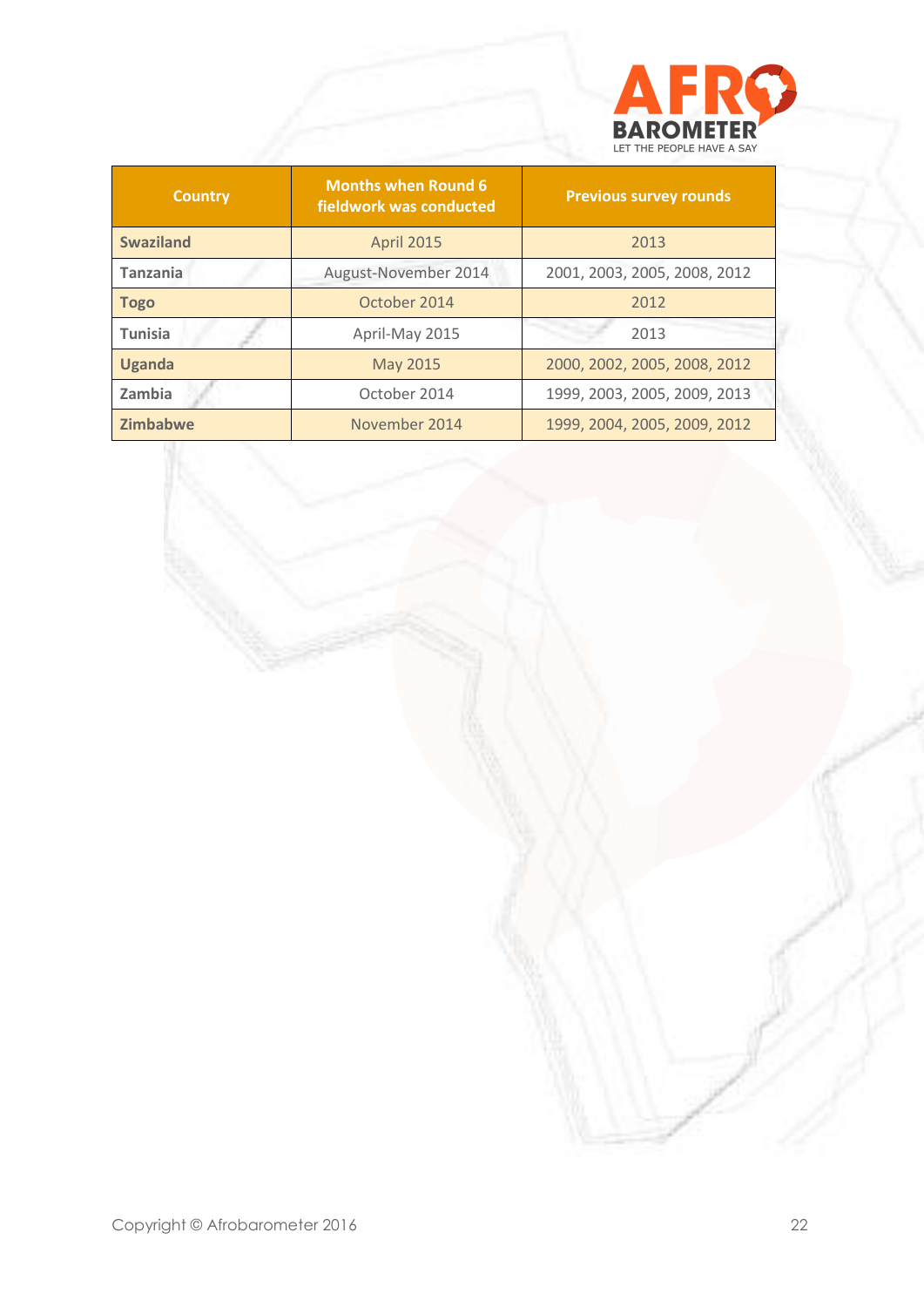| Country | Months when Round 6 fieldwork was conducted | Previous survey rounds |
| --- | --- | --- |
| **Swaziland** | April 2015 | 2013 |
| **Tanzania** | August-November 2014 | 2001, 2003, 2005, 2008, 2012 |
| **Togo** | October 2014 | 2012 |
| **Tunisia** | April-May 2015 | 2013 |
| **Uganda** | May 2015 | 2000, 2002, 2005, 2008, 2012 |
| **Zambia** | October 2014 | 1999, 2003, 2005, 2009, 2013 |
| **Zimbabwe** | November 2014 | 1999, 2004, 2005, 2009, 2012 |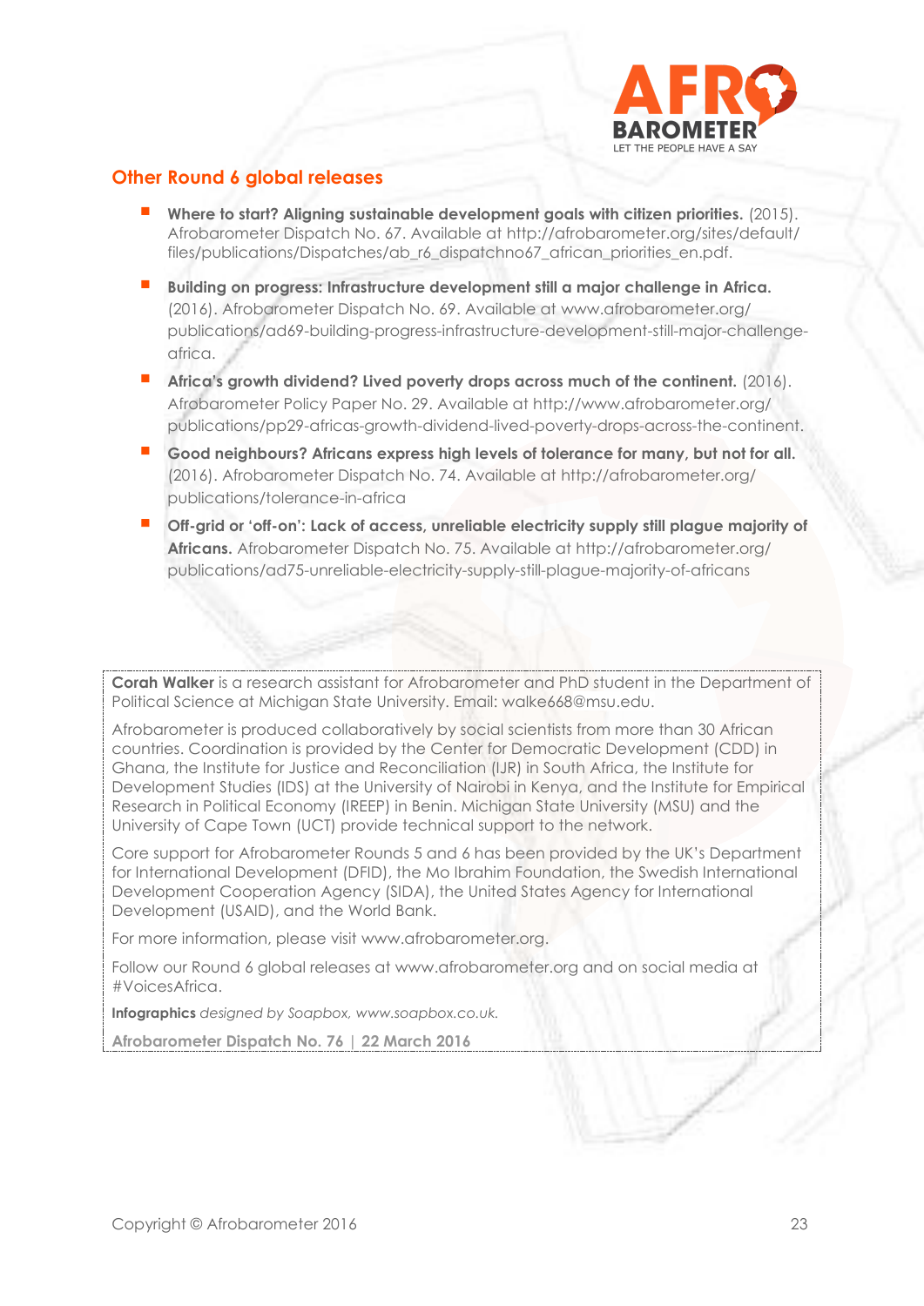## Other Round 6 global releases

- **Where to start? Aligning sustainable development goals with citizen priorities.** (2015). Afrobarometer Dispatch No. 67. Available at http://afrobarometer.org/sites/default/files/publications/Dispatches/ab_r6_dispatchno67_african_priorities_en.pdf.
- **Building on progress: Infrastructure development still a major challenge in Africa.** (2016). Afrobarometer Dispatch No. 69. Available at www.afrobarometer.org/publications/ad69-building-progress-infrastructure-development-still-major-challenge-africa.
- **Africa's growth dividend? Lived poverty drops across much of the continent.** (2016). Afrobarometer Policy Paper No. 29. Available at http://www.afrobarometer.org/publications/pp29-africas-growth-dividend-lived-poverty-drops-across-the-continent.
- **Good neighbours? Africans express high levels of tolerance for many, but not for all.** (2016). Afrobarometer Dispatch No. 74. Available at http://afrobarometer.org/publications/tolerance-in-africa
- **Off-grid or 'off-on': Lack of access, unreliable electricity supply still plague majority of Africans.** Afrobarometer Dispatch No. 75. Available at http://afrobarometer.org/publications/ad75-unreliable-electricity-supply-still-plague-majority-of-africans

**Corah Walker** is a research assistant for Afrobarometer and PhD student in the Department of Political Science at Michigan State University. Email: walke668@msu.edu.

Afrobarometer is produced collaboratively by social scientists from more than 30 African countries. Coordination is provided by the Center for Democratic Development (CDD) in Ghana, the Institute for Justice and Reconciliation (IJR) in South Africa, the Institute for Development Studies (IDS) at the University of Nairobi in Kenya, and the Institute for Empirical Research in Political Economy (IREEP) in Benin. Michigan State University (MSU) and the University of Cape Town (UCT) provide technical support to the network.

Core support for Afrobarometer Rounds 5 and 6 has been provided by the UK's Department for International Development (DFID), the Mo Ibrahim Foundation, the Swedish International Development Cooperation Agency (SIDA), the United States Agency for International Development (USAID), and the World Bank.

For more information, please visit www.afrobarometer.org.

Follow our Round 6 global releases at www.afrobarometer.org and on social media at #VoicesAfrica.

**Infographics** *designed by Soapbox, www.soapbox.co.uk.*

**Afrobarometer Dispatch No. 76 | 22 March 2016**